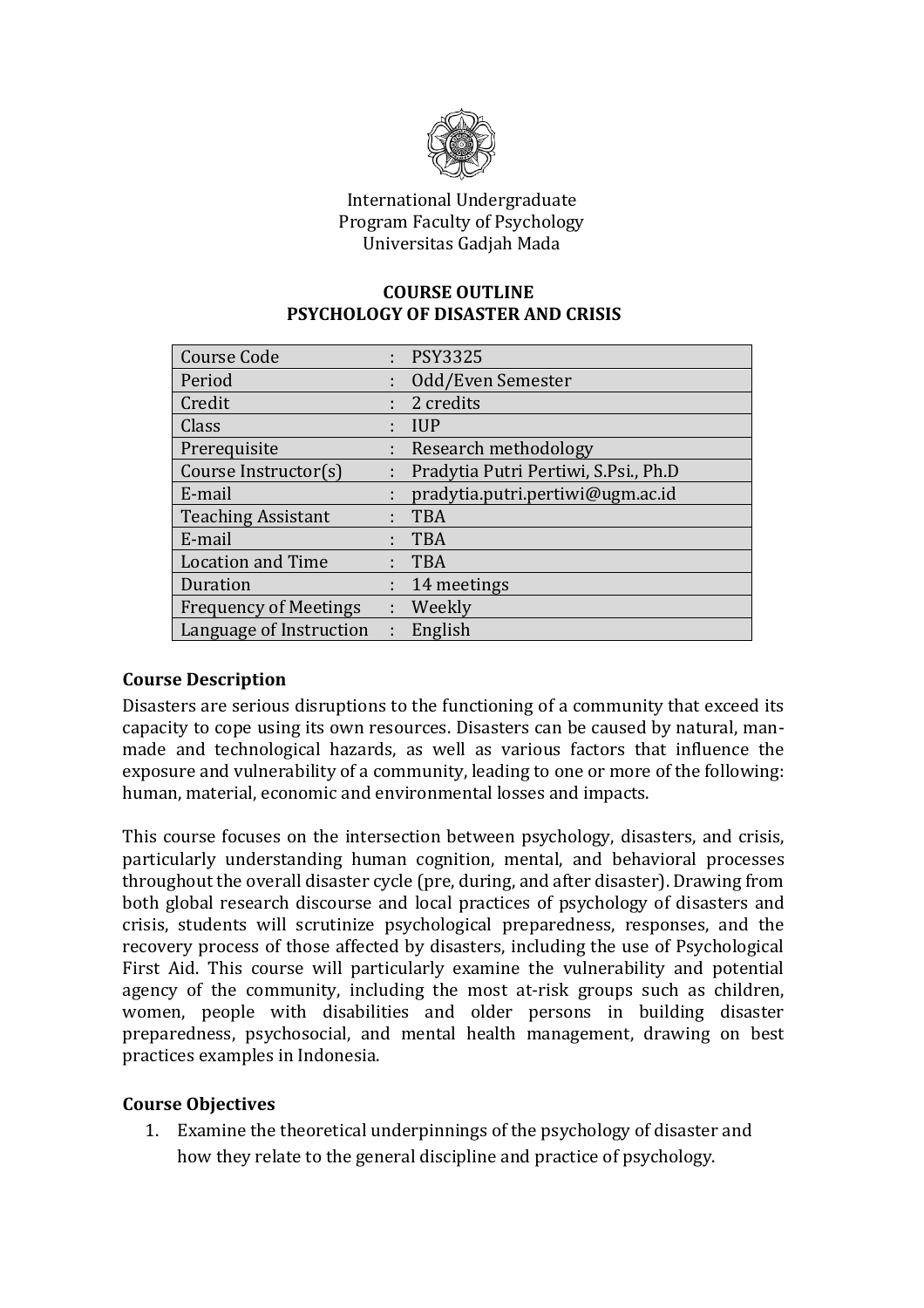International Undergraduate
Program Faculty of Psychology
Universitas Gadjah Mada

# COURSE OUTLINE
# PSYCHOLOGY OF DISASTER AND CRISIS

| | | |
|---|---|---|
| Course Code | : | PSY3325 |
| Period | : | Odd/Even Semester |
| Credit | : | 2 credits |
| Class | : | IUP |
| Prerequisite | : | Research methodology |
| Course Instructor(s) | : | Pradytia Putri Pertiwi, S.Psi., Ph.D |
| E-mail | : | pradytia.putri.pertiwi@ugm.ac.id |
| Teaching Assistant | : | TBA |
| E-mail | : | TBA |
| Location and Time | : | TBA |
| Duration | : | 14 meetings |
| Frequency of Meetings | : | Weekly |
| Language of Instruction | : | English |

## Course Description

Disasters are serious disruptions to the functioning of a community that exceed its capacity to cope using its own resources. Disasters can be caused by natural, man-made and technological hazards, as well as various factors that influence the exposure and vulnerability of a community, leading to one or more of the following: human, material, economic and environmental losses and impacts.

This course focuses on the intersection between psychology, disasters, and crisis, particularly understanding human cognition, mental, and behavioral processes throughout the overall disaster cycle (pre, during, and after disaster). Drawing from both global research discourse and local practices of psychology of disasters and crisis, students will scrutinize psychological preparedness, responses, and the recovery process of those affected by disasters, including the use of Psychological First Aid. This course will particularly examine the vulnerability and potential agency of the community, including the most at-risk groups such as children, women, people with disabilities and older persons in building disaster preparedness, psychosocial, and mental health management, drawing on best practices examples in Indonesia.

## Course Objectives

1. Examine the theoretical underpinnings of the psychology of disaster and how they relate to the general discipline and practice of psychology.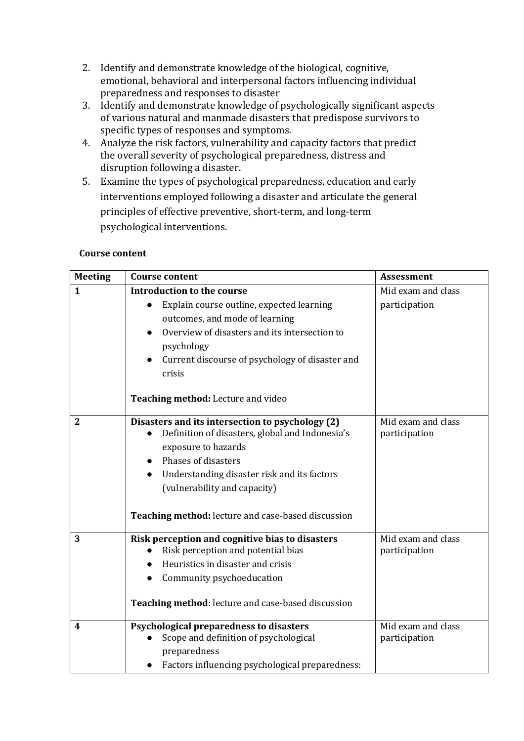2. Identify and demonstrate knowledge of the biological, cognitive, emotional, behavioral and interpersonal factors influencing individual preparedness and responses to disaster
3. Identify and demonstrate knowledge of psychologically significant aspects of various natural and manmade disasters that predispose survivors to specific types of responses and symptoms.
4. Analyze the risk factors, vulnerability and capacity factors that predict the overall severity of psychological preparedness, distress and disruption following a disaster.
5. Examine the types of psychological preparedness, education and early interventions employed following a disaster and articulate the general principles of effective preventive, short-term, and long-term psychological interventions.

**Course content**

| Meeting | Course content | Assessment |
|---|---|---|
| **1** | **Introduction to the course**<br>• Explain course outline, expected learning outcomes, and mode of learning<br>• Overview of disasters and its intersection to psychology<br>• Current discourse of psychology of disaster and crisis<br><br>**Teaching method:** Lecture and video | Mid exam and class participation |
| **2** | **Disasters and its intersection to psychology (2)**<br>• Definition of disasters, global and Indonesia's exposure to hazards<br>• Phases of disasters<br>• Understanding disaster risk and its factors (vulnerability and capacity)<br><br>**Teaching method:** lecture and case-based discussion | Mid exam and class participation |
| **3** | **Risk perception and cognitive bias to disasters**<br>• Risk perception and potential bias<br>• Heuristics in disaster and crisis<br>• Community psychoeducation<br><br>**Teaching method:** lecture and case-based discussion | Mid exam and class participation |
| **4** | **Psychological preparedness to disasters**<br>• Scope and definition of psychological preparedness<br>• Factors influencing psychological preparedness: | Mid exam and class participation |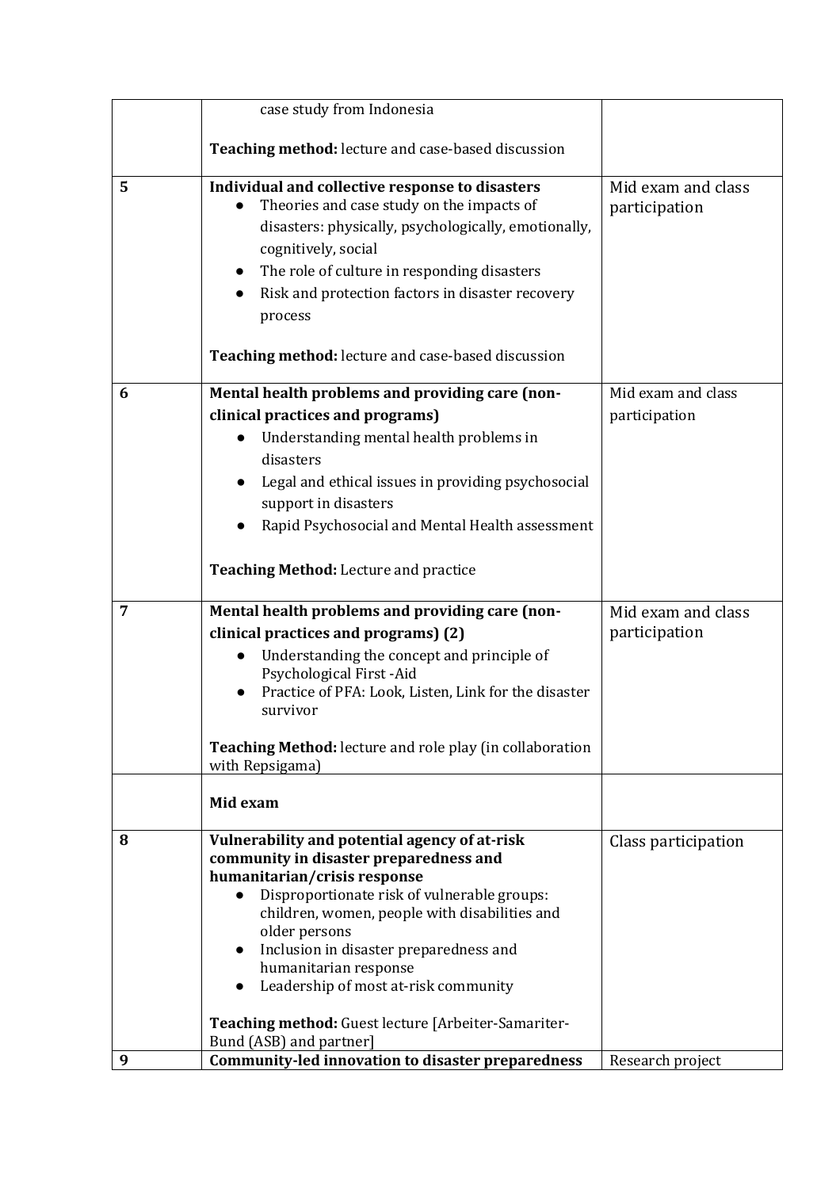| | | |
|---|---|---|
| | case study from Indonesia<br><br>**Teaching method:** lecture and case-based discussion | |
| 5 | **Individual and collective response to disasters**<br>● Theories and case study on the impacts of disasters: physically, psychologically, emotionally, cognitively, social<br>● The role of culture in responding disasters<br>● Risk and protection factors in disaster recovery process<br><br>**Teaching method:** lecture and case-based discussion | Mid exam and class participation |
| 6 | **Mental health problems and providing care (non-clinical practices and programs)**<br>● Understanding mental health problems in disasters<br>● Legal and ethical issues in providing psychosocial support in disasters<br>● Rapid Psychosocial and Mental Health assessment<br><br>**Teaching Method:** Lecture and practice | Mid exam and class participation |
| 7 | **Mental health problems and providing care (non-clinical practices and programs) (2)**<br>● Understanding the concept and principle of Psychological First -Aid<br>● Practice of PFA: Look, Listen, Link for the disaster survivor<br><br>**Teaching Method:** lecture and role play (in collaboration with Repsigama) | Mid exam and class participation |
| | **Mid exam** | |
| 8 | **Vulnerability and potential agency of at-risk community in disaster preparedness and humanitarian/crisis response**<br>● Disproportionate risk of vulnerable groups: children, women, people with disabilities and older persons<br>● Inclusion in disaster preparedness and humanitarian response<br>● Leadership of most at-risk community<br><br>**Teaching method:** Guest lecture [Arbeiter-Samariter-Bund (ASB) and partner] | Class participation |
| 9 | **Community-led innovation to disaster preparedness** | Research project |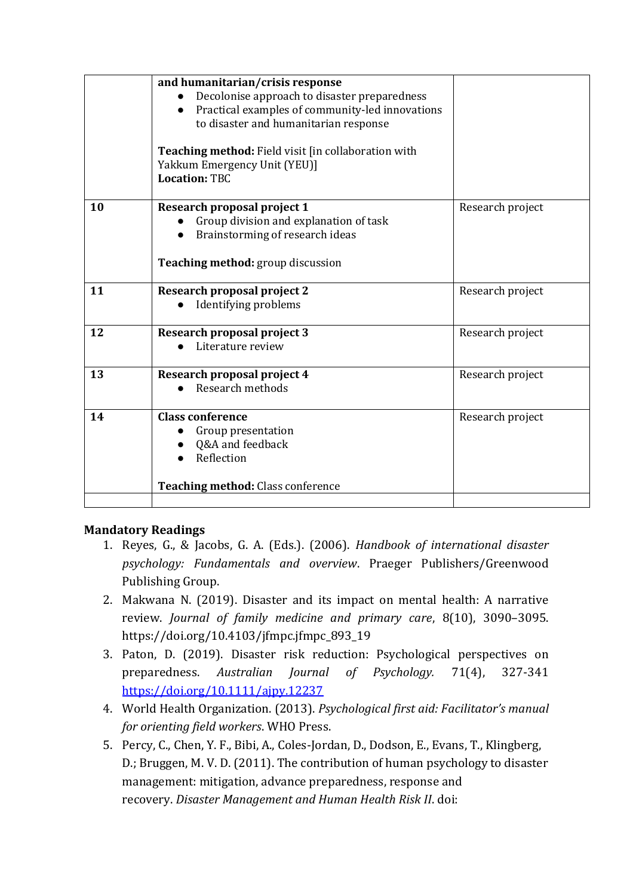| | | |
|---|---|---|
| | **and humanitarian/crisis response**<br>● Decolonise approach to disaster preparedness<br>● Practical examples of community-led innovations to disaster and humanitarian response<br><br>**Teaching method:** Field visit [in collaboration with Yakkum Emergency Unit (YEU)]<br>**Location:** TBC | |
| **10** | **Research proposal project 1**<br>● Group division and explanation of task<br>● Brainstorming of research ideas<br><br>**Teaching method:** group discussion | Research project |
| **11** | **Research proposal project 2**<br>● Identifying problems | Research project |
| **12** | **Research proposal project 3**<br>● Literature review | Research project |
| **13** | **Research proposal project 4**<br>● Research methods | Research project |
| **14** | **Class conference**<br>● Group presentation<br>● Q&A and feedback<br>● Reflection<br><br>**Teaching method:** Class conference | Research project |
| | | |

**Mandatory Readings**

1. Reyes, G., & Jacobs, G. A. (Eds.). (2006). *Handbook of international disaster psychology: Fundamentals and overview*. Praeger Publishers/Greenwood Publishing Group.
2. Makwana N. (2019). Disaster and its impact on mental health: A narrative review. *Journal of family medicine and primary care*, 8(10), 3090–3095. https://doi.org/10.4103/jfmpc.jfmpc_893_19
3. Paton, D. (2019). Disaster risk reduction: Psychological perspectives on preparedness. *Australian Journal of Psychology.* 71(4), 327-341 https://doi.org/10.1111/ajpy.12237
4. World Health Organization. (2013). *Psychological first aid: Facilitator's manual for orienting field workers*. WHO Press.
5. Percy, C., Chen, Y. F., Bibi, A., Coles-Jordan, D., Dodson, E., Evans, T., Klingberg, D.; Bruggen, M. V. D. (2011). The contribution of human psychology to disaster management: mitigation, advance preparedness, response and recovery. *Disaster Management and Human Health Risk II*. doi: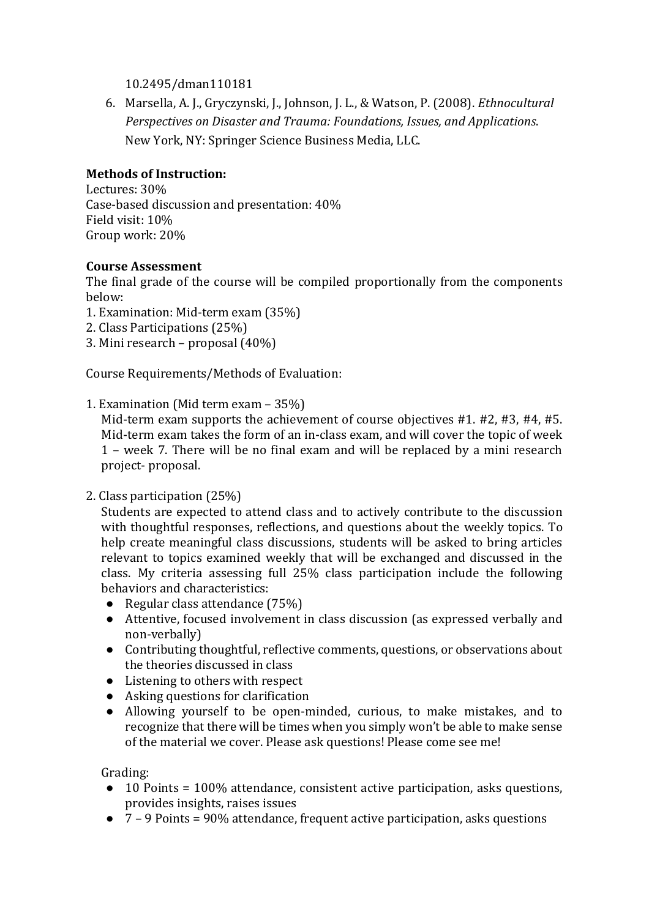10.2495/dman110181

6. Marsella, A. J., Gryczynski, J., Johnson, J. L., & Watson, P. (2008). *Ethnocultural Perspectives on Disaster and Trauma: Foundations, Issues, and Applications*. New York, NY: Springer Science Business Media, LLC.

**Methods of Instruction:**
Lectures: 30%
Case-based discussion and presentation: 40%
Field visit: 10%
Group work: 20%

**Course Assessment**
The final grade of the course will be compiled proportionally from the components below:
1. Examination: Mid-term exam (35%)
2. Class Participations (25%)
3. Mini research – proposal (40%)

Course Requirements/Methods of Evaluation:

1. Examination (Mid term exam – 35%)
   Mid-term exam supports the achievement of course objectives #1. #2, #3, #4, #5. Mid-term exam takes the form of an in-class exam, and will cover the topic of week 1 – week 7. There will be no final exam and will be replaced by a mini research project- proposal.

2. Class participation (25%)
   Students are expected to attend class and to actively contribute to the discussion with thoughtful responses, reflections, and questions about the weekly topics. To help create meaningful class discussions, students will be asked to bring articles relevant to topics examined weekly that will be exchanged and discussed in the class. My criteria assessing full 25% class participation include the following behaviors and characteristics:
   - Regular class attendance (75%)
   - Attentive, focused involvement in class discussion (as expressed verbally and non-verbally)
   - Contributing thoughtful, reflective comments, questions, or observations about the theories discussed in class
   - Listening to others with respect
   - Asking questions for clarification
   - Allowing yourself to be open-minded, curious, to make mistakes, and to recognize that there will be times when you simply won't be able to make sense of the material we cover. Please ask questions! Please come see me!

   Grading:
   - 10 Points = 100% attendance, consistent active participation, asks questions, provides insights, raises issues
   - 7 – 9 Points = 90% attendance, frequent active participation, asks questions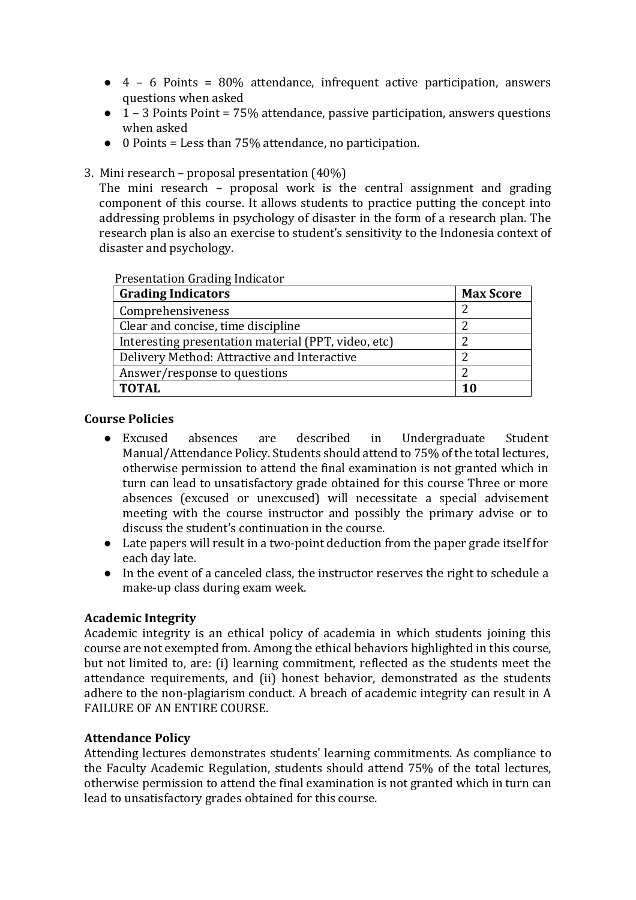- 4 – 6 Points = 80% attendance, infrequent active participation, answers questions when asked
- 1 – 3 Points Point = 75% attendance, passive participation, answers questions when asked
- 0 Points = Less than 75% attendance, no participation.

3. Mini research – proposal presentation (40%)
   The mini research – proposal work is the central assignment and grading component of this course. It allows students to practice putting the concept into addressing problems in psychology of disaster in the form of a research plan. The research plan is also an exercise to student's sensitivity to the Indonesia context of disaster and psychology.

Presentation Grading Indicator

| Grading Indicators | Max Score |
|---|---|
| Comprehensiveness | 2 |
| Clear and concise, time discipline | 2 |
| Interesting presentation material (PPT, video, etc) | 2 |
| Delivery Method: Attractive and Interactive | 2 |
| Answer/response to questions | 2 |
| **TOTAL** | **10** |

**Course Policies**

- Excused absences are described in Undergraduate Student Manual/Attendance Policy. Students should attend to 75% of the total lectures, otherwise permission to attend the final examination is not granted which in turn can lead to unsatisfactory grade obtained for this course Three or more absences (excused or unexcused) will necessitate a special advisement meeting with the course instructor and possibly the primary advise or to discuss the student's continuation in the course.
- Late papers will result in a two-point deduction from the paper grade itself for each day late.
- In the event of a canceled class, the instructor reserves the right to schedule a make-up class during exam week.

**Academic Integrity**

Academic integrity is an ethical policy of academia in which students joining this course are not exempted from. Among the ethical behaviors highlighted in this course, but not limited to, are: (i) learning commitment, reflected as the students meet the attendance requirements, and (ii) honest behavior, demonstrated as the students adhere to the non-plagiarism conduct. A breach of academic integrity can result in A FAILURE OF AN ENTIRE COURSE.

**Attendance Policy**

Attending lectures demonstrates students' learning commitments. As compliance to the Faculty Academic Regulation, students should attend 75% of the total lectures, otherwise permission to attend the final examination is not granted which in turn can lead to unsatisfactory grades obtained for this course.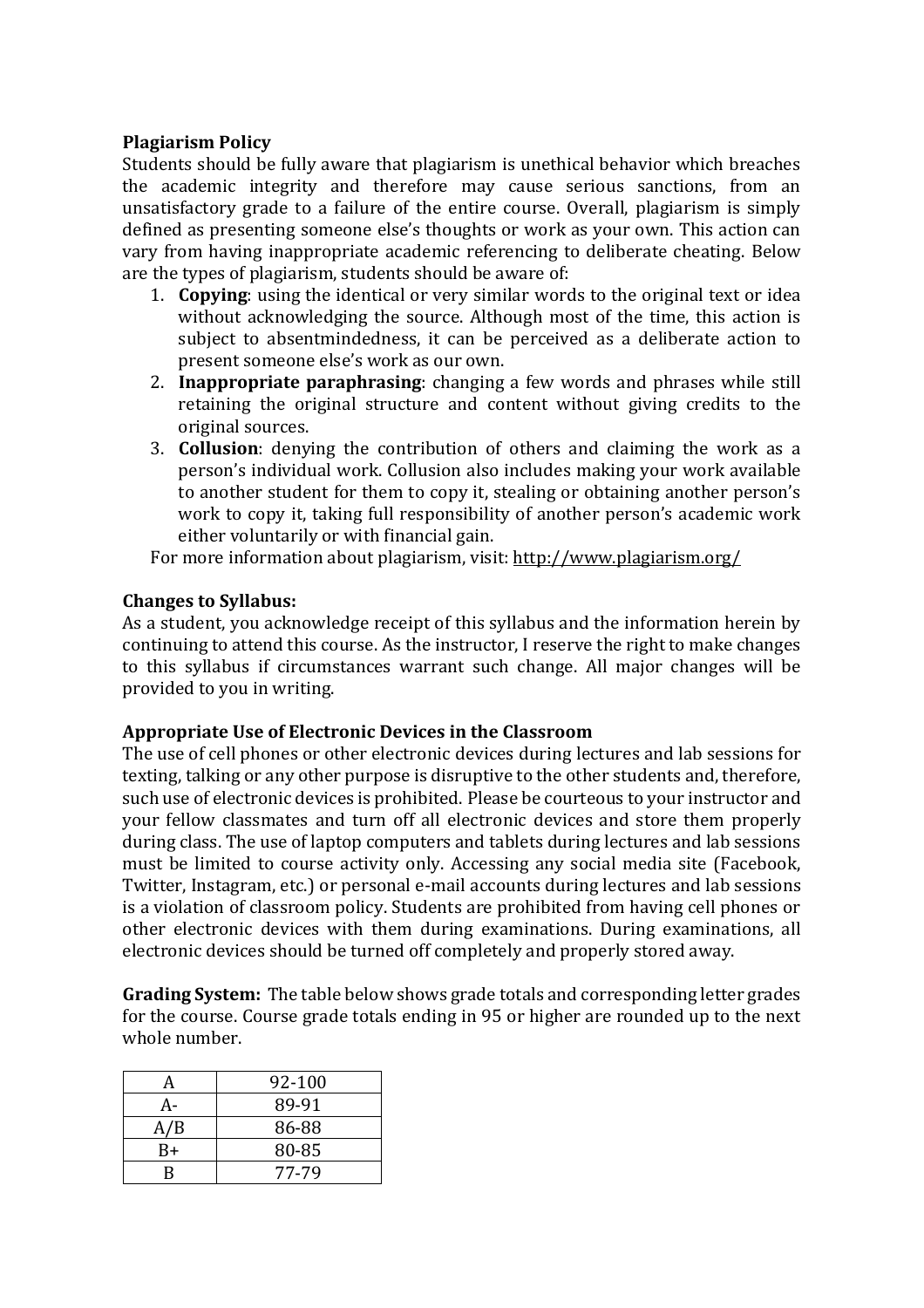**Plagiarism Policy**
Students should be fully aware that plagiarism is unethical behavior which breaches the academic integrity and therefore may cause serious sanctions, from an unsatisfactory grade to a failure of the entire course. Overall, plagiarism is simply defined as presenting someone else's thoughts or work as your own. This action can vary from having inappropriate academic referencing to deliberate cheating. Below are the types of plagiarism, students should be aware of:

1. **Copying**: using the identical or very similar words to the original text or idea without acknowledging the source. Although most of the time, this action is subject to absentmindedness, it can be perceived as a deliberate action to present someone else's work as our own.
2. **Inappropriate paraphrasing**: changing a few words and phrases while still retaining the original structure and content without giving credits to the original sources.
3. **Collusion**: denying the contribution of others and claiming the work as a person's individual work. Collusion also includes making your work available to another student for them to copy it, stealing or obtaining another person's work to copy it, taking full responsibility of another person's academic work either voluntarily or with financial gain.

For more information about plagiarism, visit: http://www.plagiarism.org/

**Changes to Syllabus:**
As a student, you acknowledge receipt of this syllabus and the information herein by continuing to attend this course. As the instructor, I reserve the right to make changes to this syllabus if circumstances warrant such change. All major changes will be provided to you in writing.

**Appropriate Use of Electronic Devices in the Classroom**
The use of cell phones or other electronic devices during lectures and lab sessions for texting, talking or any other purpose is disruptive to the other students and, therefore, such use of electronic devices is prohibited. Please be courteous to your instructor and your fellow classmates and turn off all electronic devices and store them properly during class. The use of laptop computers and tablets during lectures and lab sessions must be limited to course activity only. Accessing any social media site (Facebook, Twitter, Instagram, etc.) or personal e-mail accounts during lectures and lab sessions is a violation of classroom policy. Students are prohibited from having cell phones or other electronic devices with them during examinations. During examinations, all electronic devices should be turned off completely and properly stored away.

**Grading System:** The table below shows grade totals and corresponding letter grades for the course. Course grade totals ending in 95 or higher are rounded up to the next whole number.

| A | 92-100 |
|---|---|
| A- | 89-91 |
| A/B | 86-88 |
| B+ | 80-85 |
| B | 77-79 |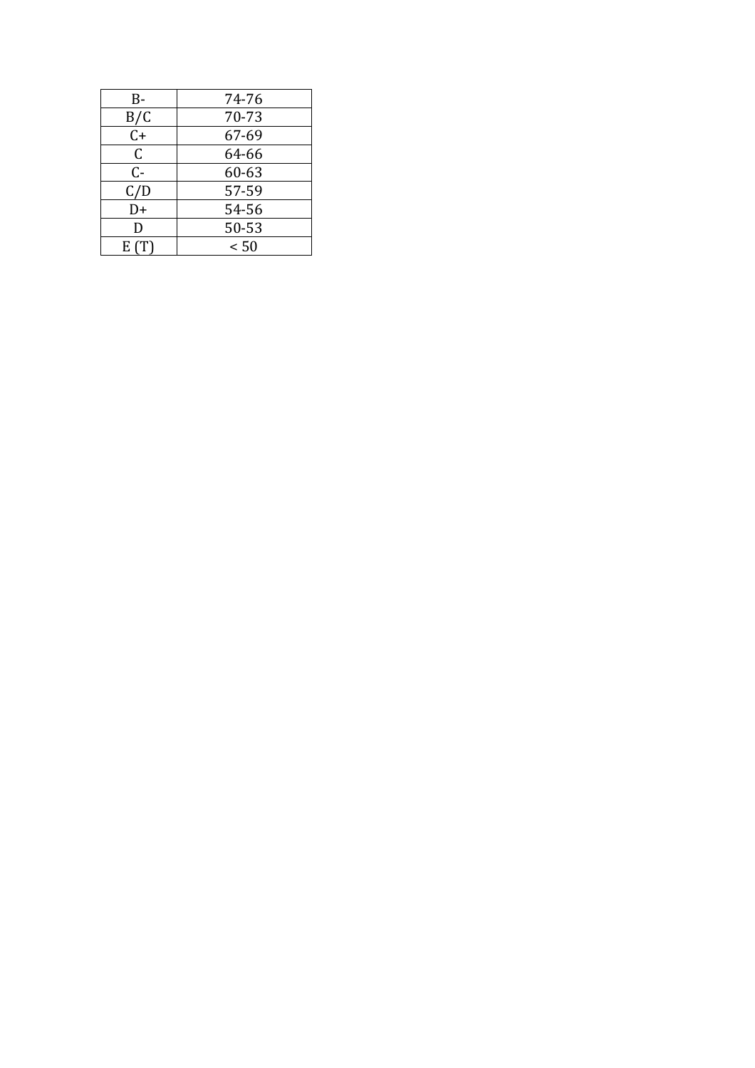| | |
|---|---|
| B- | 74-76 |
| B/C | 70-73 |
| C+ | 67-69 |
| C | 64-66 |
| C- | 60-63 |
| C/D | 57-59 |
| D+ | 54-56 |
| D | 50-53 |
| E (T) | < 50 |